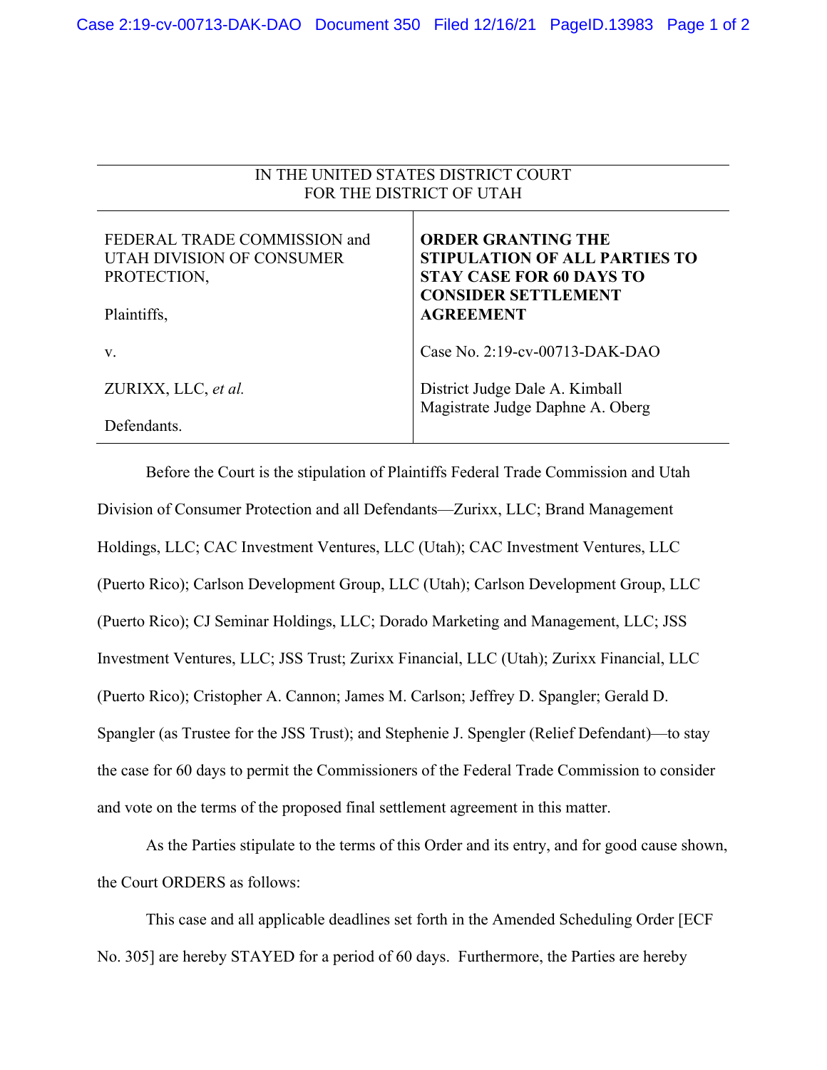IN THE UNITED STATES DISTRICT COURT
FOR THE DISTRICT OF UTAH

| | |
|---|---|
| FEDERAL TRADE COMMISSION and UTAH DIVISION OF CONSUMER PROTECTION,<br><br>Plaintiffs,<br><br>v.<br><br>ZURIXX, LLC, *et al.*<br><br>Defendants. | **ORDER GRANTING THE STIPULATION OF ALL PARTIES TO STAY CASE FOR 60 DAYS TO CONSIDER SETTLEMENT AGREEMENT**<br><br>Case No. 2:19-cv-00713-DAK-DAO<br><br>District Judge Dale A. Kimball<br>Magistrate Judge Daphne A. Oberg |

Before the Court is the stipulation of Plaintiffs Federal Trade Commission and Utah Division of Consumer Protection and all Defendants—Zurixx, LLC; Brand Management Holdings, LLC; CAC Investment Ventures, LLC (Utah); CAC Investment Ventures, LLC (Puerto Rico); Carlson Development Group, LLC (Utah); Carlson Development Group, LLC (Puerto Rico); CJ Seminar Holdings, LLC; Dorado Marketing and Management, LLC; JSS Investment Ventures, LLC; JSS Trust; Zurixx Financial, LLC (Utah); Zurixx Financial, LLC (Puerto Rico); Cristopher A. Cannon; James M. Carlson; Jeffrey D. Spangler; Gerald D. Spangler (as Trustee for the JSS Trust); and Stephenie J. Spengler (Relief Defendant)—to stay the case for 60 days to permit the Commissioners of the Federal Trade Commission to consider and vote on the terms of the proposed final settlement agreement in this matter.

As the Parties stipulate to the terms of this Order and its entry, and for good cause shown, the Court ORDERS as follows:

This case and all applicable deadlines set forth in the Amended Scheduling Order [ECF No. 305] are hereby STAYED for a period of 60 days. Furthermore, the Parties are hereby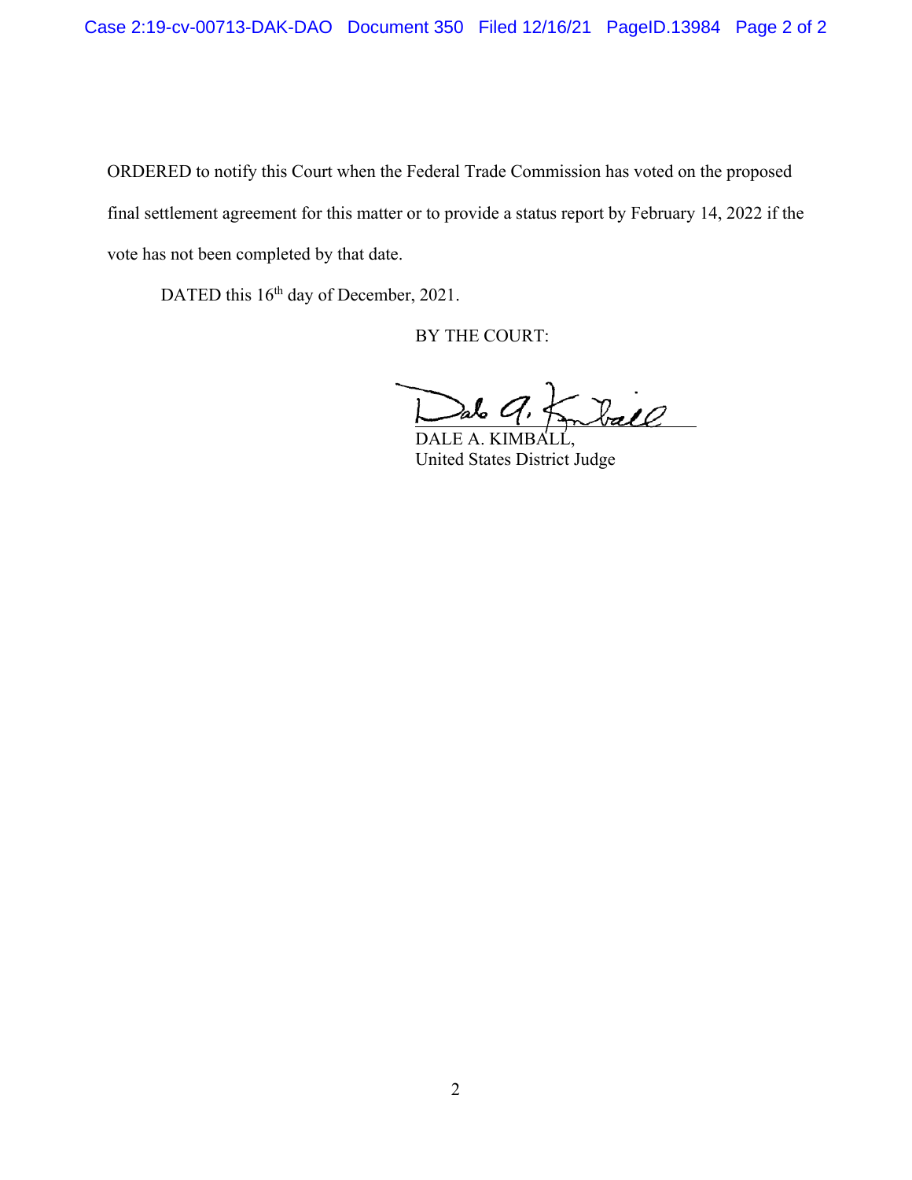ORDERED to notify this Court when the Federal Trade Commission has voted on the proposed final settlement agreement for this matter or to provide a status report by February 14, 2022 if the vote has not been completed by that date.

DATED this 16th day of December, 2021.

BY THE COURT:

DALE A. KIMBALL,
United States District Judge